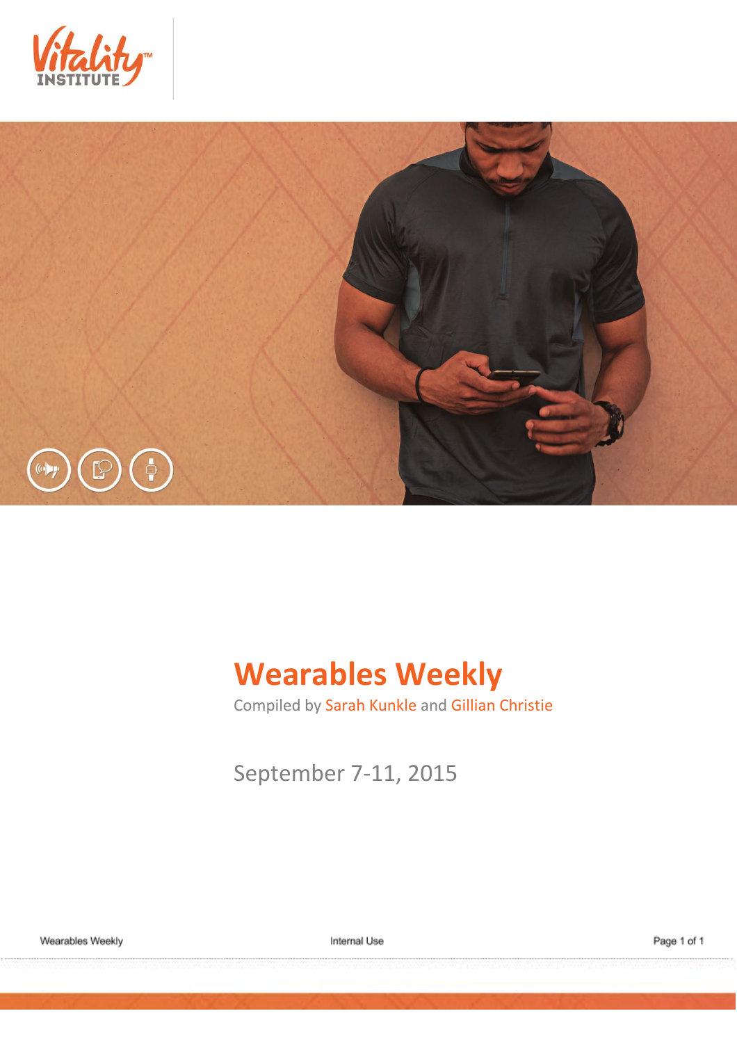# Wearables Weekly

Compiled by Sarah Kunkle and Gillian Christie

September 7-11, 2015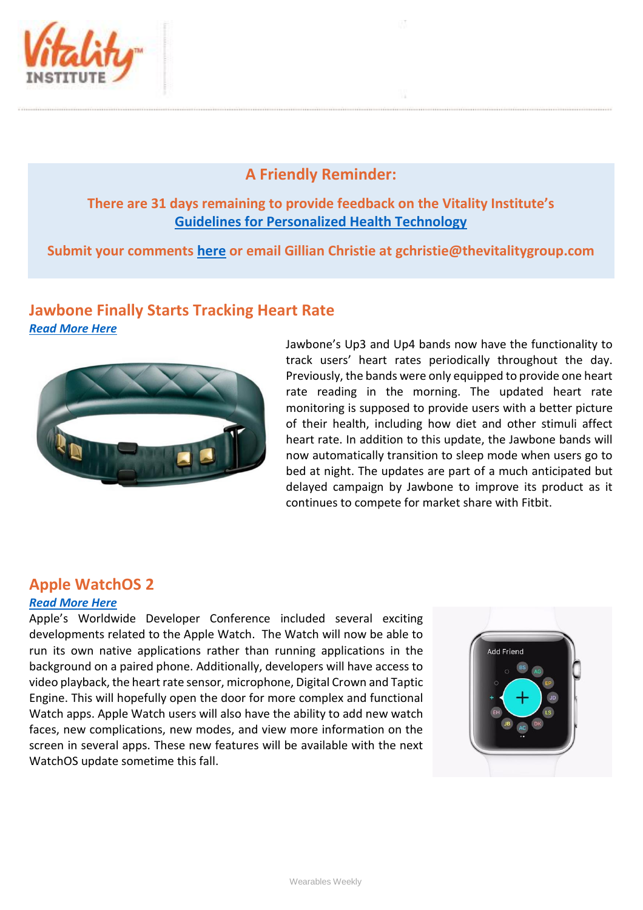## A Friendly Reminder:

**There are 31 days remaining to provide feedback on the Vitality Institute's [Guidelines for Personalized Health Technology](#)**

**Submit your comments [here](#) or email Gillian Christie at gchristie@thevitalitygroup.com**

## Jawbone Finally Starts Tracking Heart Rate

***[Read More Here](#)***

Jawbone's Up3 and Up4 bands now have the functionality to track users' heart rates periodically throughout the day. Previously, the bands were only equipped to provide one heart rate reading in the morning. The updated heart rate monitoring is supposed to provide users with a better picture of their health, including how diet and other stimuli affect heart rate. In addition to this update, the Jawbone bands will now automatically transition to sleep mode when users go to bed at night. The updates are part of a much anticipated but delayed campaign by Jawbone to improve its product as it continues to compete for market share with Fitbit.

## Apple WatchOS 2

***[Read More Here](#)***

Apple's Worldwide Developer Conference included several exciting developments related to the Apple Watch. The Watch will now be able to run its own native applications rather than running applications in the background on a paired phone. Additionally, developers will have access to video playback, the heart rate sensor, microphone, Digital Crown and Taptic Engine. This will hopefully open the door for more complex and functional Watch apps. Apple Watch users will also have the ability to add new watch faces, new complications, new modes, and view more information on the screen in several apps. These new features will be available with the next WatchOS update sometime this fall.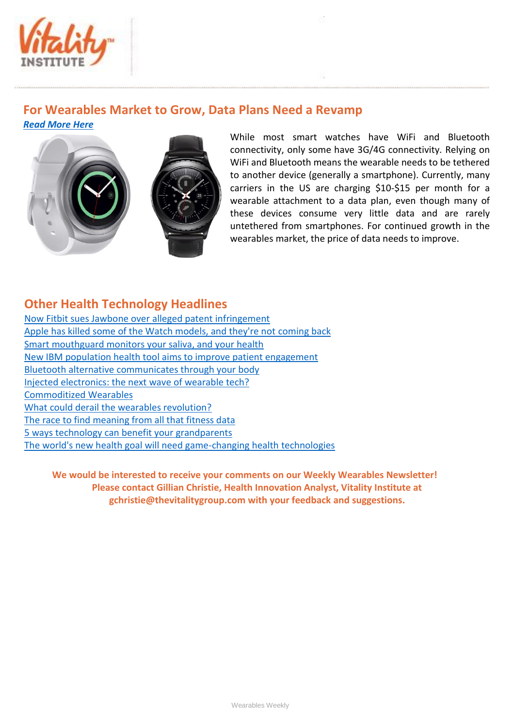## For Wearables Market to Grow, Data Plans Need a Revamp

***Read More Here***

While most smart watches have WiFi and Bluetooth connectivity, only some have 3G/4G connectivity. Relying on WiFi and Bluetooth means the wearable needs to be tethered to another device (generally a smartphone). Currently, many carriers in the US are charging $10-$15 per month for a wearable attachment to a data plan, even though many of these devices consume very little data and are rarely untethered from smartphones. For continued growth in the wearables market, the price of data needs to improve.

## Other Health Technology Headlines

Now Fitbit sues Jawbone over alleged patent infringement
Apple has killed some of the Watch models, and they're not coming back
Smart mouthguard monitors your saliva, and your health
New IBM population health tool aims to improve patient engagement
Bluetooth alternative communicates through your body
Injected electronics: the next wave of wearable tech?
Commoditized Wearables
What could derail the wearables revolution?
The race to find meaning from all that fitness data
5 ways technology can benefit your grandparents
The world's new health goal will need game-changing health technologies

**We would be interested to receive your comments on our Weekly Wearables Newsletter! Please contact Gillian Christie, Health Innovation Analyst, Vitality Institute at gchristie@thevitalitygroup.com with your feedback and suggestions.**